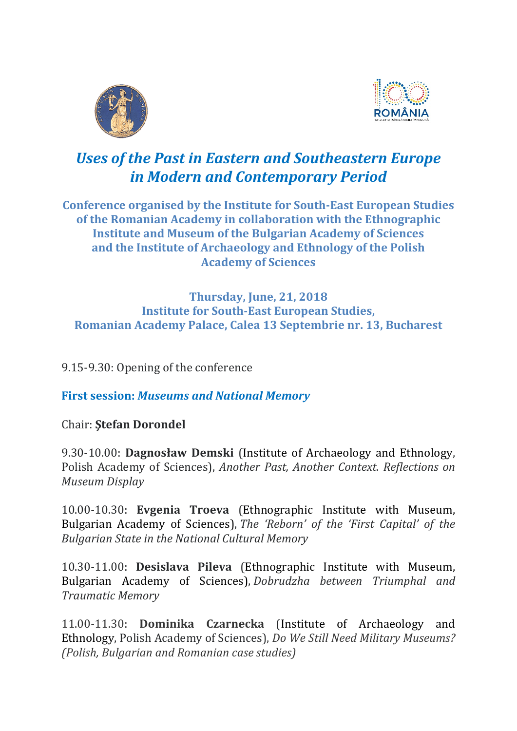# *Uses of the Past in Eastern and Southeastern Europe in Modern and Contemporary Period*

**Conference organised by the Institute for South-East European Studies of the Romanian Academy in collaboration with the Ethnographic Institute and Museum of the Bulgarian Academy of Sciences and the Institute of Archaeology and Ethnology of the Polish Academy of Sciences**

**Thursday, June, 21, 2018**
**Institute for South-East European Studies,**
**Romanian Academy Palace, Calea 13 Septembrie nr. 13, Bucharest**

9.15-9.30: Opening of the conference

## First session: *Museums and National Memory*

Chair: **Ştefan Dorondel**

9.30-10.00: **Dagnosław Demski** (Institute of Archaeology and Ethnology, Polish Academy of Sciences), *Another Past, Another Context. Reflections on Museum Display*

10.00-10.30: **Evgenia Troeva** (Ethnographic Institute with Museum, Bulgarian Academy of Sciences), *The 'Reborn' of the 'First Capital' of the Bulgarian State in the National Cultural Memory*

10.30-11.00: **Desislava Pileva** (Ethnographic Institute with Museum, Bulgarian Academy of Sciences), *Dobrudzha between Triumphal and Traumatic Memory*

11.00-11.30: **Dominika Czarnecka** (Institute of Archaeology and Ethnology, Polish Academy of Sciences), *Do We Still Need Military Museums? (Polish, Bulgarian and Romanian case studies)*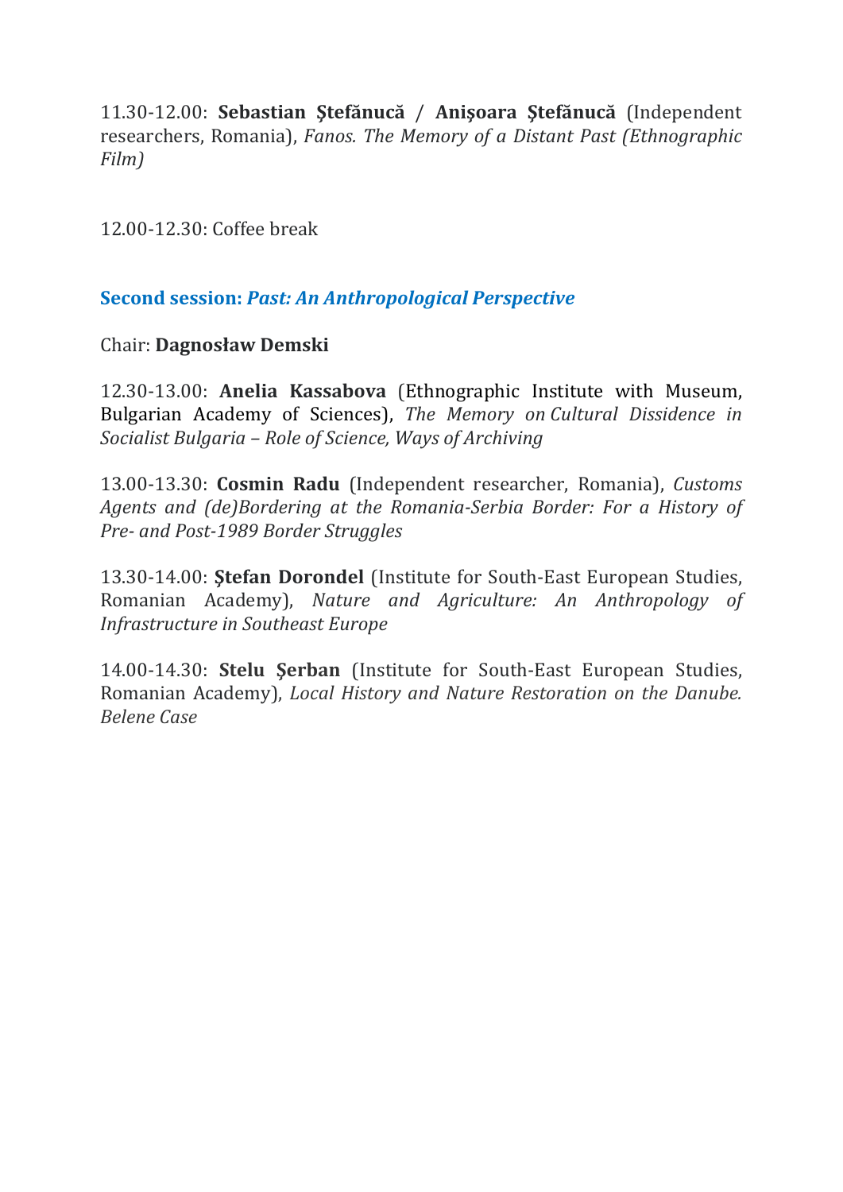11.30-12.00: **Sebastian Ştefănucă / Anişoara Ştefănucă** (Independent researchers, Romania), *Fanos. The Memory of a Distant Past (Ethnographic Film)*

12.00-12.30: Coffee break

### Second session: *Past: An Anthropological Perspective*

Chair: **Dagnosław Demski**

12.30-13.00: **Anelia Kassabova** (Ethnographic Institute with Museum, Bulgarian Academy of Sciences), *The Memory on Cultural Dissidence in Socialist Bulgaria – Role of Science, Ways of Archiving*

13.00-13.30: **Cosmin Radu** (Independent researcher, Romania), *Customs Agents and (de)Bordering at the Romania-Serbia Border: For a History of Pre- and Post-1989 Border Struggles*

13.30-14.00: **Ştefan Dorondel** (Institute for South-East European Studies, Romanian Academy), *Nature and Agriculture: An Anthropology of Infrastructure in Southeast Europe*

14.00-14.30: **Stelu Şerban** (Institute for South-East European Studies, Romanian Academy), *Local History and Nature Restoration on the Danube. Belene Case*